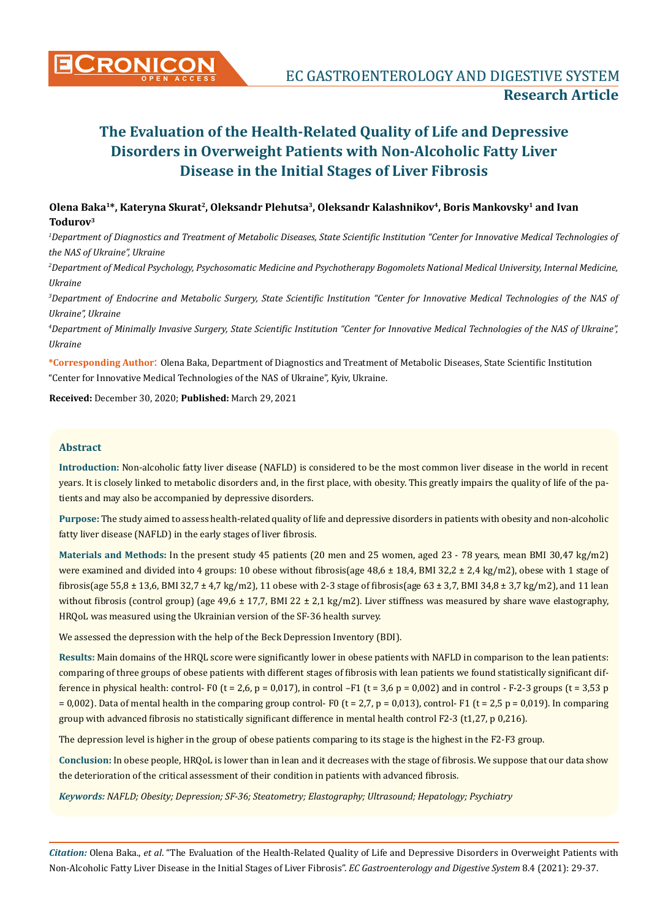# The Evaluation of the Health-Related Quality of Life and Depressive Disorders in Overweight Patients with Non-Alcoholic Fatty Liver Disease in the Initial Stages of Liver Fibrosis

**Olena Baka[1]\*, Kateryna Skurat[2], Oleksandr Plehutsa[3], Oleksandr Kalashnikov[4], Boris Mankovsky[1] and Ivan Todurov[3]**

*[1]Department of Diagnostics and Treatment of Metabolic Diseases, State Scientific Institution "Center for Innovative Medical Technologies of the NAS of Ukraine", Ukraine*

*[2]Department of Medical Psychology, Psychosomatic Medicine and Psychotherapy Bogomolets National Medical University, Internal Medicine, Ukraine*

*[3]Department of Endocrine and Metabolic Surgery, State Scientific Institution "Center for Innovative Medical Technologies of the NAS of Ukraine", Ukraine*

*[4]Department of Minimally Invasive Surgery, State Scientific Institution "Center for Innovative Medical Technologies of the NAS of Ukraine", Ukraine*

**\*Corresponding Author:** Olena Baka, Department of Diagnostics and Treatment of Metabolic Diseases, State Scientific Institution "Center for Innovative Medical Technologies of the NAS of Ukraine", Kyiv, Ukraine.

**Received:** December 30, 2020; **Published:** March 29, 2021

## Abstract

**Introduction:** Non-alcoholic fatty liver disease (NAFLD) is considered to be the most common liver disease in the world in recent years. It is closely linked to metabolic disorders and, in the first place, with obesity. This greatly impairs the quality of life of the patients and may also be accompanied by depressive disorders.

**Purpose:** The study aimed to assess health-related quality of life and depressive disorders in patients with obesity and non-alcoholic fatty liver disease (NAFLD) in the early stages of liver fibrosis.

**Materials and Methods:** In the present study 45 patients (20 men and 25 women, aged 23 - 78 years, mean BMI 30,47 kg/m2) were examined and divided into 4 groups: 10 obese without fibrosis(age 48,6 ± 18,4, BMI 32,2 ± 2,4 kg/m2), obese with 1 stage of fibrosis(age 55,8 ± 13,6, BMI 32,7 ± 4,7 kg/m2), 11 obese with 2-3 stage of fibrosis(age 63 ± 3,7, BMI 34,8 ± 3,7 kg/m2), and 11 lean without fibrosis (control group) (age 49,6 ± 17,7, BMI 22 ± 2,1 kg/m2). Liver stiffness was measured by share wave elastography, HRQoL was measured using the Ukrainian version of the SF-36 health survey.

We assessed the depression with the help of the Beck Depression Inventory (BDI).

**Results:** Main domains of the HRQL score were significantly lower in obese patients with NAFLD in comparison to the lean patients: comparing of three groups of obese patients with different stages of fibrosis with lean patients we found statistically significant difference in physical health: control- F0 (t = 2,6, p = 0,017), in control –F1 (t = 3,6 p = 0,002) and in control - F-2-3 groups (t = 3,53 p = 0,002). Data of mental health in the comparing group control- F0 (t = 2,7, p = 0,013), control- F1 (t = 2,5 p = 0,019). In comparing group with advanced fibrosis no statistically significant difference in mental health control F2-3 (t1,27, p 0,216).

The depression level is higher in the group of obese patients comparing to its stage is the highest in the F2-F3 group.

**Conclusion:** In obese people, HRQoL is lower than in lean and it decreases with the stage of fibrosis. We suppose that our data show the deterioration of the critical assessment of their condition in patients with advanced fibrosis.

***Keywords:*** *NAFLD; Obesity; Depression; SF-36; Steatometry; Elastography; Ultrasound; Hepatology; Psychiatry*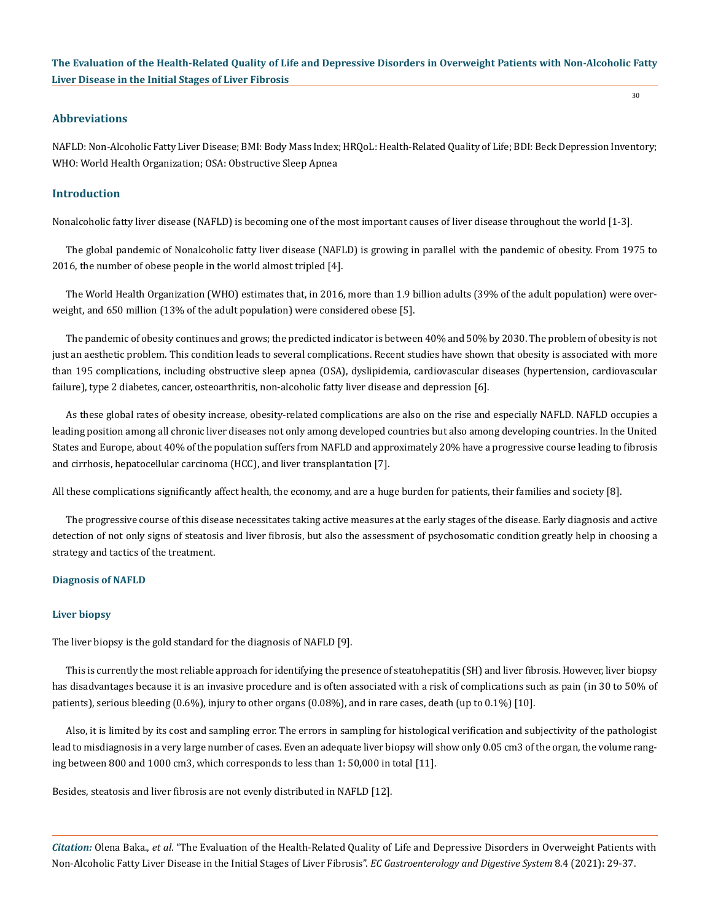## Abbreviations

NAFLD: Non-Alcoholic Fatty Liver Disease; BMI: Body Mass Index; HRQoL: Health-Related Quality of Life; BDI: Beck Depression Inventory; WHO: World Health Organization; OSA: Obstructive Sleep Apnea

## Introduction

Nonalcoholic fatty liver disease (NAFLD) is becoming one of the most important causes of liver disease throughout the world [1-3].

The global pandemic of Nonalcoholic fatty liver disease (NAFLD) is growing in parallel with the pandemic of obesity. From 1975 to 2016, the number of obese people in the world almost tripled [4].

The World Health Organization (WHO) estimates that, in 2016, more than 1.9 billion adults (39% of the adult population) were overweight, and 650 million (13% of the adult population) were considered obese [5].

The pandemic of obesity continues and grows; the predicted indicator is between 40% and 50% by 2030. The problem of obesity is not just an aesthetic problem. This condition leads to several complications. Recent studies have shown that obesity is associated with more than 195 complications, including obstructive sleep apnea (OSA), dyslipidemia, cardiovascular diseases (hypertension, cardiovascular failure), type 2 diabetes, cancer, osteoarthritis, non-alcoholic fatty liver disease and depression [6].

As these global rates of obesity increase, obesity-related complications are also on the rise and especially NAFLD. NAFLD occupies a leading position among all chronic liver diseases not only among developed countries but also among developing countries. In the United States and Europe, about 40% of the population suffers from NAFLD and approximately 20% have a progressive course leading to fibrosis and cirrhosis, hepatocellular carcinoma (HCC), and liver transplantation [7].

All these complications significantly affect health, the economy, and are a huge burden for patients, their families and society [8].

The progressive course of this disease necessitates taking active measures at the early stages of the disease. Early diagnosis and active detection of not only signs of steatosis and liver fibrosis, but also the assessment of psychosomatic condition greatly help in choosing a strategy and tactics of the treatment.

### Diagnosis of NAFLD

#### Liver biopsy

The liver biopsy is the gold standard for the diagnosis of NAFLD [9].

This is currently the most reliable approach for identifying the presence of steatohepatitis (SH) and liver fibrosis. However, liver biopsy has disadvantages because it is an invasive procedure and is often associated with a risk of complications such as pain (in 30 to 50% of patients), serious bleeding (0.6%), injury to other organs (0.08%), and in rare cases, death (up to 0.1%) [10].

Also, it is limited by its cost and sampling error. The errors in sampling for histological verification and subjectivity of the pathologist lead to misdiagnosis in a very large number of cases. Even an adequate liver biopsy will show only 0.05 cm3 of the organ, the volume ranging between 800 and 1000 cm3, which corresponds to less than 1: 50,000 in total [11].

Besides, steatosis and liver fibrosis are not evenly distributed in NAFLD [12].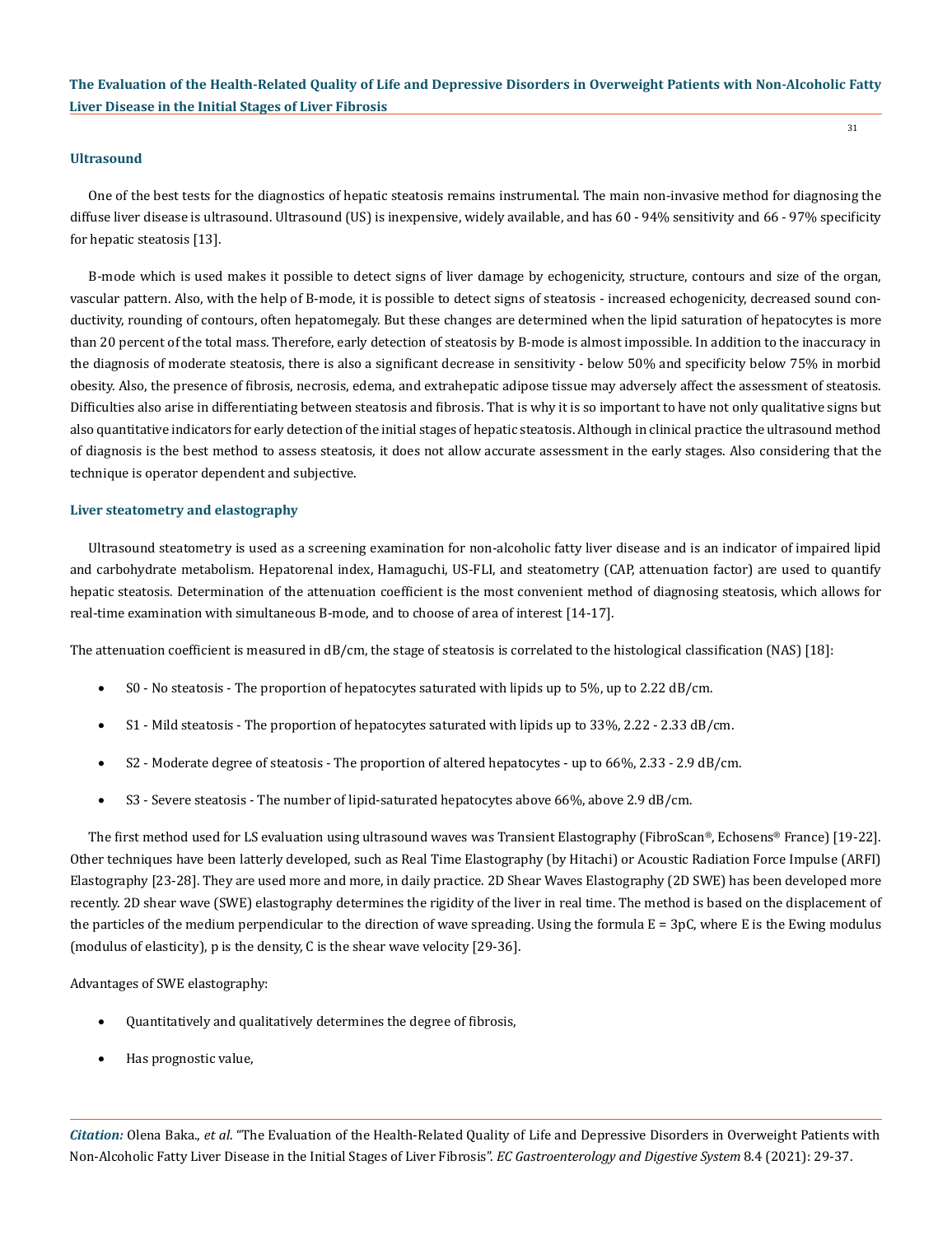### Ultrasound

One of the best tests for the diagnostics of hepatic steatosis remains instrumental. The main non-invasive method for diagnosing the diffuse liver disease is ultrasound. Ultrasound (US) is inexpensive, widely available, and has 60 - 94% sensitivity and 66 - 97% specificity for hepatic steatosis [13].

B-mode which is used makes it possible to detect signs of liver damage by echogenicity, structure, contours and size of the organ, vascular pattern. Also, with the help of B-mode, it is possible to detect signs of steatosis - increased echogenicity, decreased sound conductivity, rounding of contours, often hepatomegaly. But these changes are determined when the lipid saturation of hepatocytes is more than 20 percent of the total mass. Therefore, early detection of steatosis by B-mode is almost impossible. In addition to the inaccuracy in the diagnosis of moderate steatosis, there is also a significant decrease in sensitivity - below 50% and specificity below 75% in morbid obesity. Also, the presence of fibrosis, necrosis, edema, and extrahepatic adipose tissue may adversely affect the assessment of steatosis. Difficulties also arise in differentiating between steatosis and fibrosis. That is why it is so important to have not only qualitative signs but also quantitative indicators for early detection of the initial stages of hepatic steatosis. Although in clinical practice the ultrasound method of diagnosis is the best method to assess steatosis, it does not allow accurate assessment in the early stages. Also considering that the technique is operator dependent and subjective.

### Liver steatometry and elastography

Ultrasound steatometry is used as a screening examination for non-alcoholic fatty liver disease and is an indicator of impaired lipid and carbohydrate metabolism. Hepatorenal index, Hamaguchi, US-FLI, and steatometry (CAP, attenuation factor) are used to quantify hepatic steatosis. Determination of the attenuation coefficient is the most convenient method of diagnosing steatosis, which allows for real-time examination with simultaneous B-mode, and to choose of area of interest [14-17].

The attenuation coefficient is measured in dB/cm, the stage of steatosis is correlated to the histological classification (NAS) [18]:

- S0 - No steatosis - The proportion of hepatocytes saturated with lipids up to 5%, up to 2.22 dB/cm.
- S1 - Mild steatosis - The proportion of hepatocytes saturated with lipids up to 33%, 2.22 - 2.33 dB/cm.
- S2 - Moderate degree of steatosis - The proportion of altered hepatocytes - up to 66%, 2.33 - 2.9 dB/cm.
- S3 - Severe steatosis - The number of lipid-saturated hepatocytes above 66%, above 2.9 dB/cm.

The first method used for LS evaluation using ultrasound waves was Transient Elastography (FibroScan®, Echosens® France) [19-22]. Other techniques have been latterly developed, such as Real Time Elastography (by Hitachi) or Acoustic Radiation Force Impulse (ARFI) Elastography [23-28]. They are used more and more, in daily practice. 2D Shear Waves Elastography (2D SWE) has been developed more recently. 2D shear wave (SWE) elastography determines the rigidity of the liver in real time. The method is based on the displacement of the particles of the medium perpendicular to the direction of wave spreading. Using the formula $E = 3pC$, where E is the Ewing modulus (modulus of elasticity), p is the density, C is the shear wave velocity [29-36].

Advantages of SWE elastography:

- Quantitatively and qualitatively determines the degree of fibrosis,
- Has prognostic value,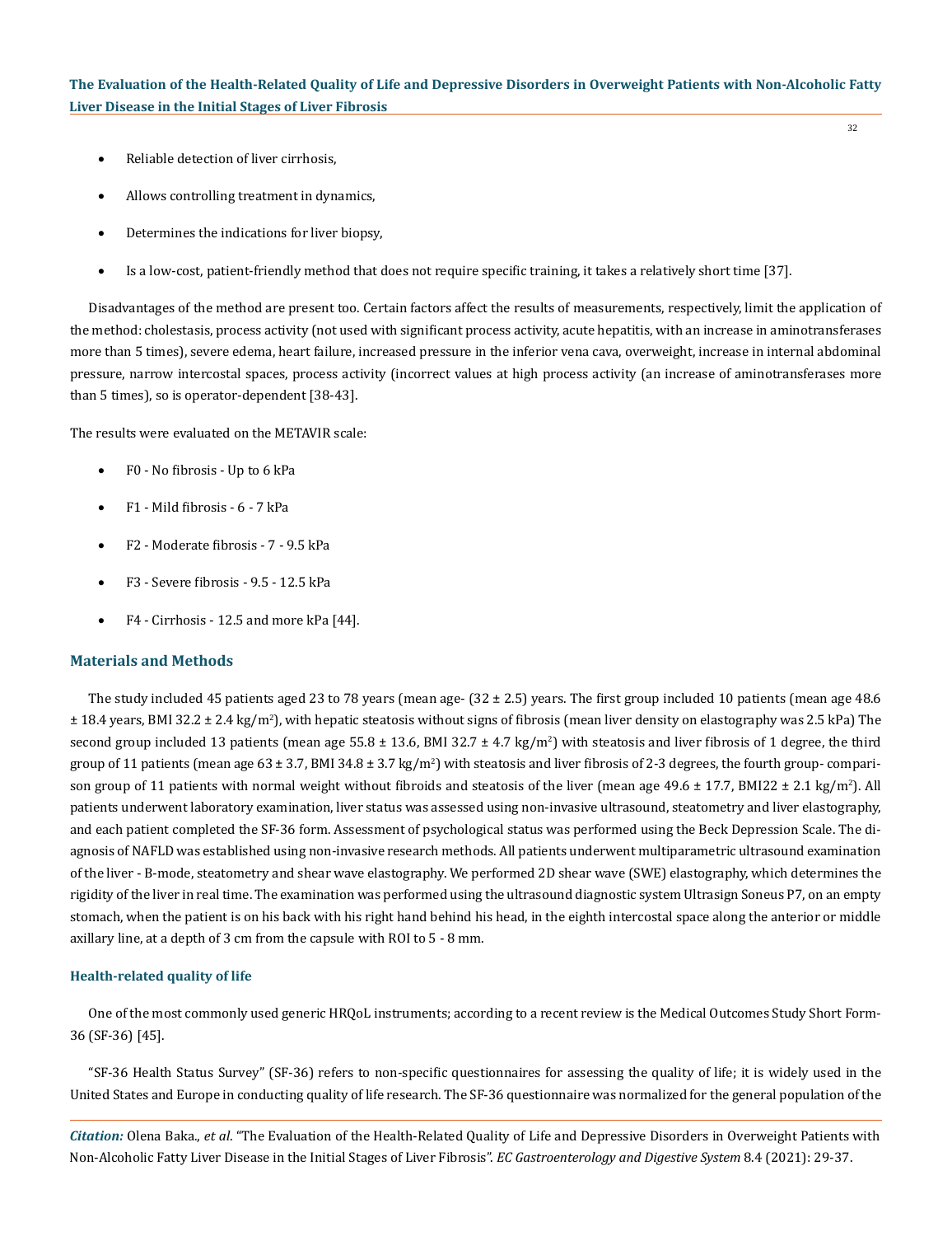- Reliable detection of liver cirrhosis,
- Allows controlling treatment in dynamics,
- Determines the indications for liver biopsy,
- Is a low-cost, patient-friendly method that does not require specific training, it takes a relatively short time [37].

Disadvantages of the method are present too. Certain factors affect the results of measurements, respectively, limit the application of the method: cholestasis, process activity (not used with significant process activity, acute hepatitis, with an increase in aminotransferases more than 5 times), severe edema, heart failure, increased pressure in the inferior vena cava, overweight, increase in internal abdominal pressure, narrow intercostal spaces, process activity (incorrect values at high process activity (an increase of aminotransferases more than 5 times), so is operator-dependent [38-43].

The results were evaluated on the METAVIR scale:

- F0 - No fibrosis - Up to 6 kPa
- F1 - Mild fibrosis - 6 - 7 kPa
- F2 - Moderate fibrosis - 7 - 9.5 kPa
- F3 - Severe fibrosis - 9.5 - 12.5 kPa
- F4 - Cirrhosis - 12.5 and more kPa [44].

## Materials and Methods

The study included 45 patients aged 23 to 78 years (mean age- (32 ± 2.5) years. The first group included 10 patients (mean age 48.6 ± 18.4 years, BMI 32.2 ± 2.4 kg/m$^2$), with hepatic steatosis without signs of fibrosis (mean liver density on elastography was 2.5 kPa) The second group included 13 patients (mean age 55.8 ± 13.6, BMI 32.7 ± 4.7 kg/m$^2$) with steatosis and liver fibrosis of 1 degree, the third group of 11 patients (mean age 63 ± 3.7, BMI 34.8 ± 3.7 kg/m$^2$) with steatosis and liver fibrosis of 2-3 degrees, the fourth group- comparison group of 11 patients with normal weight without fibroids and steatosis of the liver (mean age 49.6 ± 17.7, BMI22 ± 2.1 kg/m$^2$). All patients underwent laboratory examination, liver status was assessed using non-invasive ultrasound, steatometry and liver elastography, and each patient completed the SF-36 form. Assessment of psychological status was performed using the Beck Depression Scale. The diagnosis of NAFLD was established using non-invasive research methods. All patients underwent multiparametric ultrasound examination of the liver - B-mode, steatometry and shear wave elastography. We performed 2D shear wave (SWE) elastography, which determines the rigidity of the liver in real time. The examination was performed using the ultrasound diagnostic system Ultrasign Soneus P7, on an empty stomach, when the patient is on his back with his right hand behind his head, in the eighth intercostal space along the anterior or middle axillary line, at a depth of 3 cm from the capsule with ROI to 5 - 8 mm.

### Health-related quality of life

One of the most commonly used generic HRQoL instruments; according to a recent review is the Medical Outcomes Study Short Form-36 (SF-36) [45].

"SF-36 Health Status Survey" (SF-36) refers to non-specific questionnaires for assessing the quality of life; it is widely used in the United States and Europe in conducting quality of life research. The SF-36 questionnaire was normalized for the general population of the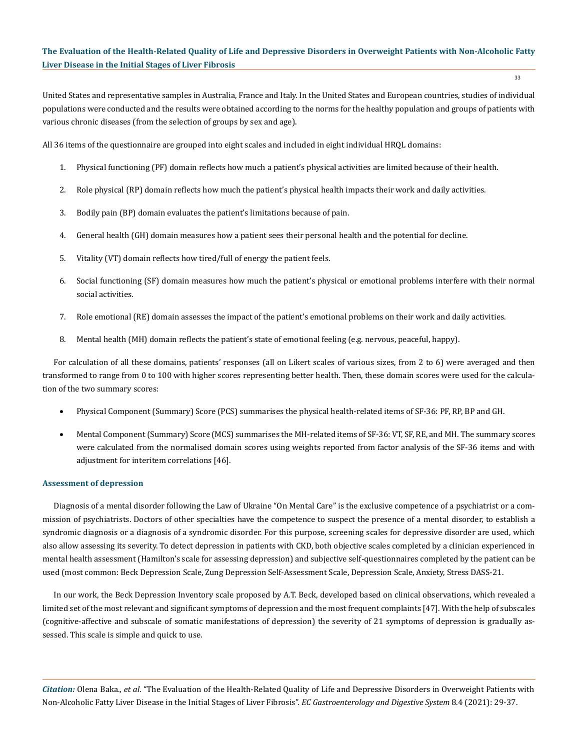United States and representative samples in Australia, France and Italy. In the United States and European countries, studies of individual populations were conducted and the results were obtained according to the norms for the healthy population and groups of patients with various chronic diseases (from the selection of groups by sex and age).

All 36 items of the questionnaire are grouped into eight scales and included in eight individual HRQL domains:

1. Physical functioning (PF) domain reflects how much a patient's physical activities are limited because of their health.
2. Role physical (RP) domain reflects how much the patient's physical health impacts their work and daily activities.
3. Bodily pain (BP) domain evaluates the patient's limitations because of pain.
4. General health (GH) domain measures how a patient sees their personal health and the potential for decline.
5. Vitality (VT) domain reflects how tired/full of energy the patient feels.
6. Social functioning (SF) domain measures how much the patient's physical or emotional problems interfere with their normal social activities.
7. Role emotional (RE) domain assesses the impact of the patient's emotional problems on their work and daily activities.
8. Mental health (MH) domain reflects the patient's state of emotional feeling (e.g. nervous, peaceful, happy).

For calculation of all these domains, patients' responses (all on Likert scales of various sizes, from 2 to 6) were averaged and then transformed to range from 0 to 100 with higher scores representing better health. Then, these domain scores were used for the calculation of the two summary scores:

- Physical Component (Summary) Score (PCS) summarises the physical health-related items of SF-36: PF, RP, BP and GH.
- Mental Component (Summary) Score (MCS) summarises the MH-related items of SF-36: VT, SF, RE, and MH. The summary scores were calculated from the normalised domain scores using weights reported from factor analysis of the SF-36 items and with adjustment for interitem correlations [46].

### Assessment of depression

Diagnosis of a mental disorder following the Law of Ukraine "On Mental Care" is the exclusive competence of a psychiatrist or a commission of psychiatrists. Doctors of other specialties have the competence to suspect the presence of a mental disorder, to establish a syndromic diagnosis or a diagnosis of a syndromic disorder. For this purpose, screening scales for depressive disorder are used, which also allow assessing its severity. To detect depression in patients with CKD, both objective scales completed by a clinician experienced in mental health assessment (Hamilton's scale for assessing depression) and subjective self-questionnaires completed by the patient can be used (most common: Beck Depression Scale, Zung Depression Self-Assessment Scale, Depression Scale, Anxiety, Stress DASS-21.

In our work, the Beck Depression Inventory scale proposed by A.T. Beck, developed based on clinical observations, which revealed a limited set of the most relevant and significant symptoms of depression and the most frequent complaints [47]. With the help of subscales (cognitive-affective and subscale of somatic manifestations of depression) the severity of 21 symptoms of depression is gradually assessed. This scale is simple and quick to use.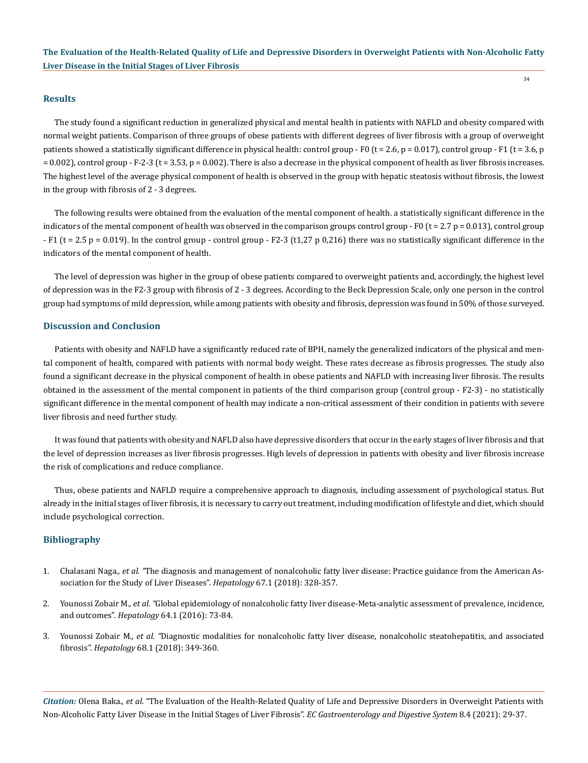## Results

The study found a significant reduction in generalized physical and mental health in patients with NAFLD and obesity compared with normal weight patients. Comparison of three groups of obese patients with different degrees of liver fibrosis with a group of overweight patients showed a statistically significant difference in physical health: control group - F0 ($t = 2.6$, $p = 0.017$), control group - F1 ($t = 3.6$, $p = 0.002$), control group - F-2-3 ($t = 3.53$, $p = 0.002$). There is also a decrease in the physical component of health as liver fibrosis increases. The highest level of the average physical component of health is observed in the group with hepatic steatosis without fibrosis, the lowest in the group with fibrosis of 2 - 3 degrees.

The following results were obtained from the evaluation of the mental component of health. a statistically significant difference in the indicators of the mental component of health was observed in the comparison groups control group - F0 ($t = 2.7$ $p = 0.013$), control group - F1 ($t = 2.5$ $p = 0.019$). In the control group - control group - F2-3 (t1,27 p 0,216) there was no statistically significant difference in the indicators of the mental component of health.

The level of depression was higher in the group of obese patients compared to overweight patients and, accordingly, the highest level of depression was in the F2-3 group with fibrosis of 2 - 3 degrees. According to the Beck Depression Scale, only one person in the control group had symptoms of mild depression, while among patients with obesity and fibrosis, depression was found in 50% of those surveyed.

## Discussion and Conclusion

Patients with obesity and NAFLD have a significantly reduced rate of BPH, namely the generalized indicators of the physical and mental component of health, compared with patients with normal body weight. These rates decrease as fibrosis progresses. The study also found a significant decrease in the physical component of health in obese patients and NAFLD with increasing liver fibrosis. The results obtained in the assessment of the mental component in patients of the third comparison group (control group - F2-3) - no statistically significant difference in the mental component of health may indicate a non-critical assessment of their condition in patients with severe liver fibrosis and need further study.

It was found that patients with obesity and NAFLD also have depressive disorders that occur in the early stages of liver fibrosis and that the level of depression increases as liver fibrosis progresses. High levels of depression in patients with obesity and liver fibrosis increase the risk of complications and reduce compliance.

Thus, obese patients and NAFLD require a comprehensive approach to diagnosis, including assessment of psychological status. But already in the initial stages of liver fibrosis, it is necessary to carry out treatment, including modification of lifestyle and diet, which should include psychological correction.

## Bibliography

1. Chalasani Naga*., et al.* "The diagnosis and management of nonalcoholic fatty liver disease: Practice guidance from the American Association for the Study of Liver Diseases". *Hepatology* 67.1 (2018): 328-357.
2. Younossi Zobair M*., et al.* "Global epidemiology of nonalcoholic fatty liver disease-Meta-analytic assessment of prevalence, incidence, and outcomes". *Hepatology* 64.1 (2016): 73-84.
3. Younossi Zobair M*., et al.* "Diagnostic modalities for nonalcoholic fatty liver disease, nonalcoholic steatohepatitis, and associated fibrosis". *Hepatology* 68.1 (2018): 349-360.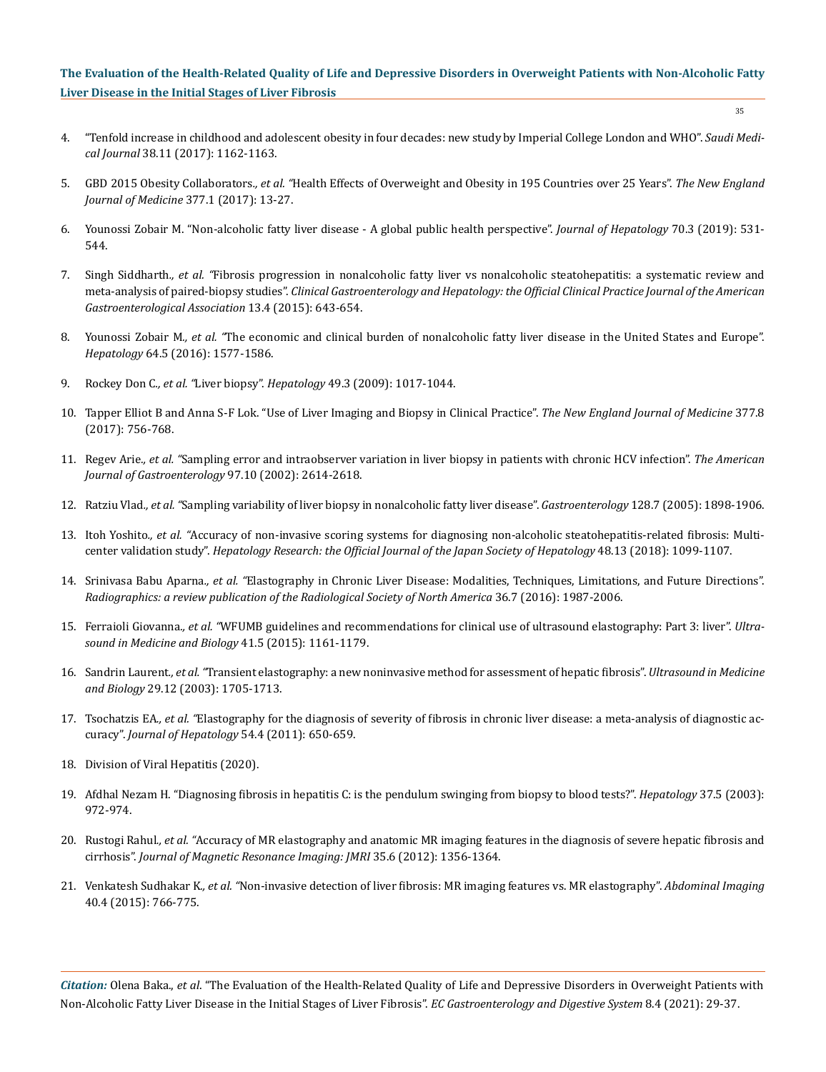4. "Tenfold increase in childhood and adolescent obesity in four decades: new study by Imperial College London and WHO". *Saudi Medical Journal* 38.11 (2017): 1162-1163.

5. GBD 2015 Obesity Collaborators., *et al.* "Health Effects of Overweight and Obesity in 195 Countries over 25 Years". *The New England Journal of Medicine* 377.1 (2017): 13-27.

6. Younossi Zobair M. "Non-alcoholic fatty liver disease - A global public health perspective". *Journal of Hepatology* 70.3 (2019): 531-544.

7. Singh Siddharth., *et al.* "Fibrosis progression in nonalcoholic fatty liver vs nonalcoholic steatohepatitis: a systematic review and meta-analysis of paired-biopsy studies". *Clinical Gastroenterology and Hepatology: the Official Clinical Practice Journal of the American Gastroenterological Association* 13.4 (2015): 643-654.

8. Younossi Zobair M., *et al.* "The economic and clinical burden of nonalcoholic fatty liver disease in the United States and Europe". *Hepatology* 64.5 (2016): 1577-1586.

9. Rockey Don C., *et al.* "Liver biopsy". *Hepatology* 49.3 (2009): 1017-1044.

10. Tapper Elliot B and Anna S-F Lok. "Use of Liver Imaging and Biopsy in Clinical Practice". *The New England Journal of Medicine* 377.8 (2017): 756-768.

11. Regev Arie., *et al.* "Sampling error and intraobserver variation in liver biopsy in patients with chronic HCV infection". *The American Journal of Gastroenterology* 97.10 (2002): 2614-2618.

12. Ratziu Vlad., *et al.* "Sampling variability of liver biopsy in nonalcoholic fatty liver disease". *Gastroenterology* 128.7 (2005): 1898-1906.

13. Itoh Yoshito., *et al.* "Accuracy of non-invasive scoring systems for diagnosing non-alcoholic steatohepatitis-related fibrosis: Multicenter validation study". *Hepatology Research: the Official Journal of the Japan Society of Hepatology* 48.13 (2018): 1099-1107.

14. Srinivasa Babu Aparna., *et al.* "Elastography in Chronic Liver Disease: Modalities, Techniques, Limitations, and Future Directions". *Radiographics: a review publication of the Radiological Society of North America* 36.7 (2016): 1987-2006.

15. Ferraioli Giovanna., *et al.* "WFUMB guidelines and recommendations for clinical use of ultrasound elastography: Part 3: liver". *Ultrasound in Medicine and Biology* 41.5 (2015): 1161-1179.

16. Sandrin Laurent., *et al.* "Transient elastography: a new noninvasive method for assessment of hepatic fibrosis". *Ultrasound in Medicine and Biology* 29.12 (2003): 1705-1713.

17. Tsochatzis EA., *et al.* "Elastography for the diagnosis of severity of fibrosis in chronic liver disease: a meta-analysis of diagnostic accuracy". *Journal of Hepatology* 54.4 (2011): 650-659.

18. Division of Viral Hepatitis (2020).

19. Afdhal Nezam H. "Diagnosing fibrosis in hepatitis C: is the pendulum swinging from biopsy to blood tests?". *Hepatology* 37.5 (2003): 972-974.

20. Rustogi Rahul., *et al.* "Accuracy of MR elastography and anatomic MR imaging features in the diagnosis of severe hepatic fibrosis and cirrhosis". *Journal of Magnetic Resonance Imaging: JMRI* 35.6 (2012): 1356-1364.

21. Venkatesh Sudhakar K., *et al.* "Non-invasive detection of liver fibrosis: MR imaging features vs. MR elastography". *Abdominal Imaging* 40.4 (2015): 766-775.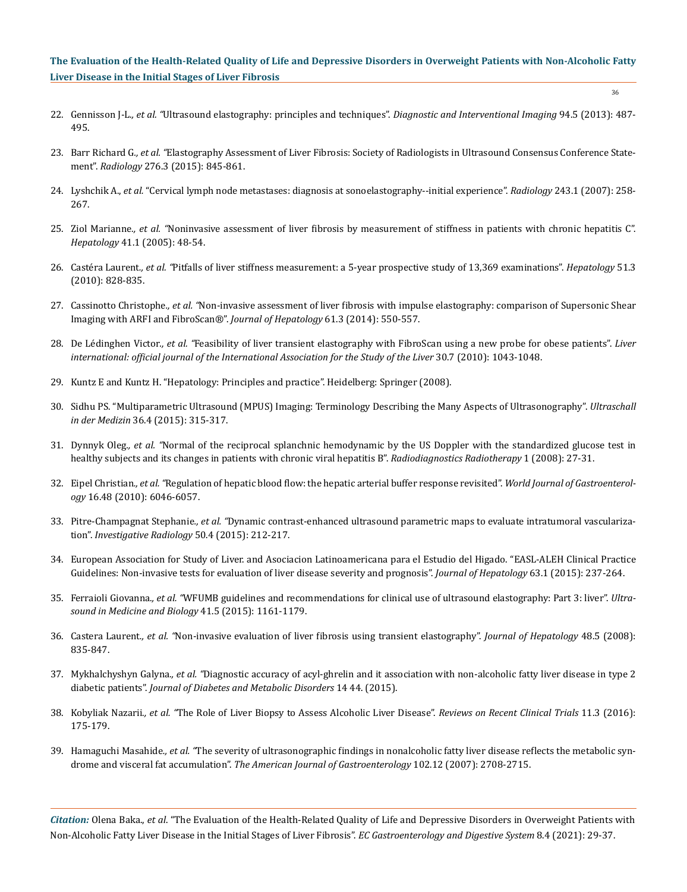22. Gennisson J-L., *et al.* "Ultrasound elastography: principles and techniques". *Diagnostic and Interventional Imaging* 94.5 (2013): 487-495.

23. Barr Richard G., *et al.* "Elastography Assessment of Liver Fibrosis: Society of Radiologists in Ultrasound Consensus Conference Statement". *Radiology* 276.3 (2015): 845-861.

24. Lyshchik A., *et al.* "Cervical lymph node metastases: diagnosis at sonoelastography--initial experience". *Radiology* 243.1 (2007): 258-267.

25. Ziol Marianne., *et al.* "Noninvasive assessment of liver fibrosis by measurement of stiffness in patients with chronic hepatitis C". *Hepatology* 41.1 (2005): 48-54.

26. Castéra Laurent., *et al.* "Pitfalls of liver stiffness measurement: a 5-year prospective study of 13,369 examinations". *Hepatology* 51.3 (2010): 828-835.

27. Cassinotto Christophe., *et al.* "Non-invasive assessment of liver fibrosis with impulse elastography: comparison of Supersonic Shear Imaging with ARFI and FibroScan®". *Journal of Hepatology* 61.3 (2014): 550-557.

28. De Lédinghen Victor., *et al.* "Feasibility of liver transient elastography with FibroScan using a new probe for obese patients". *Liver international: official journal of the International Association for the Study of the Liver* 30.7 (2010): 1043-1048.

29. Kuntz E and Kuntz H. "Hepatology: Principles and practice". Heidelberg: Springer (2008).

30. Sidhu PS. "Multiparametric Ultrasound (MPUS) Imaging: Terminology Describing the Many Aspects of Ultrasonography". *Ultraschall in der Medizin* 36.4 (2015): 315-317.

31. Dynnyk Oleg., *et al.* "Normal of the reciprocal splanchnic hemodynamic by the US Doppler with the standardized glucose test in healthy subjects and its changes in patients with chronic viral hepatitis B". *Radiodiagnostics Radiotherapy* 1 (2008): 27-31.

32. Eipel Christian., *et al.* "Regulation of hepatic blood flow: the hepatic arterial buffer response revisited". *World Journal of Gastroenterology* 16.48 (2010): 6046-6057.

33. Pitre-Champagnat Stephanie., *et al.* "Dynamic contrast-enhanced ultrasound parametric maps to evaluate intratumoral vascularization". *Investigative Radiology* 50.4 (2015): 212-217.

34. European Association for Study of Liver. and Asociacion Latinoamericana para el Estudio del Higado. "EASL-ALEH Clinical Practice Guidelines: Non-invasive tests for evaluation of liver disease severity and prognosis". *Journal of Hepatology* 63.1 (2015): 237-264.

35. Ferraioli Giovanna., *et al.* "WFUMB guidelines and recommendations for clinical use of ultrasound elastography: Part 3: liver". *Ultrasound in Medicine and Biology* 41.5 (2015): 1161-1179.

36. Castera Laurent., *et al.* "Non-invasive evaluation of liver fibrosis using transient elastography". *Journal of Hepatology* 48.5 (2008): 835-847.

37. Mykhalchyshyn Galyna., *et al.* "Diagnostic accuracy of acyl-ghrelin and it association with non-alcoholic fatty liver disease in type 2 diabetic patients". *Journal of Diabetes and Metabolic Disorders* 14 44. (2015).

38. Kobyliak Nazarii., *et al.* "The Role of Liver Biopsy to Assess Alcoholic Liver Disease". *Reviews on Recent Clinical Trials* 11.3 (2016): 175-179.

39. Hamaguchi Masahide., *et al.* "The severity of ultrasonographic findings in nonalcoholic fatty liver disease reflects the metabolic syndrome and visceral fat accumulation". *The American Journal of Gastroenterology* 102.12 (2007): 2708-2715.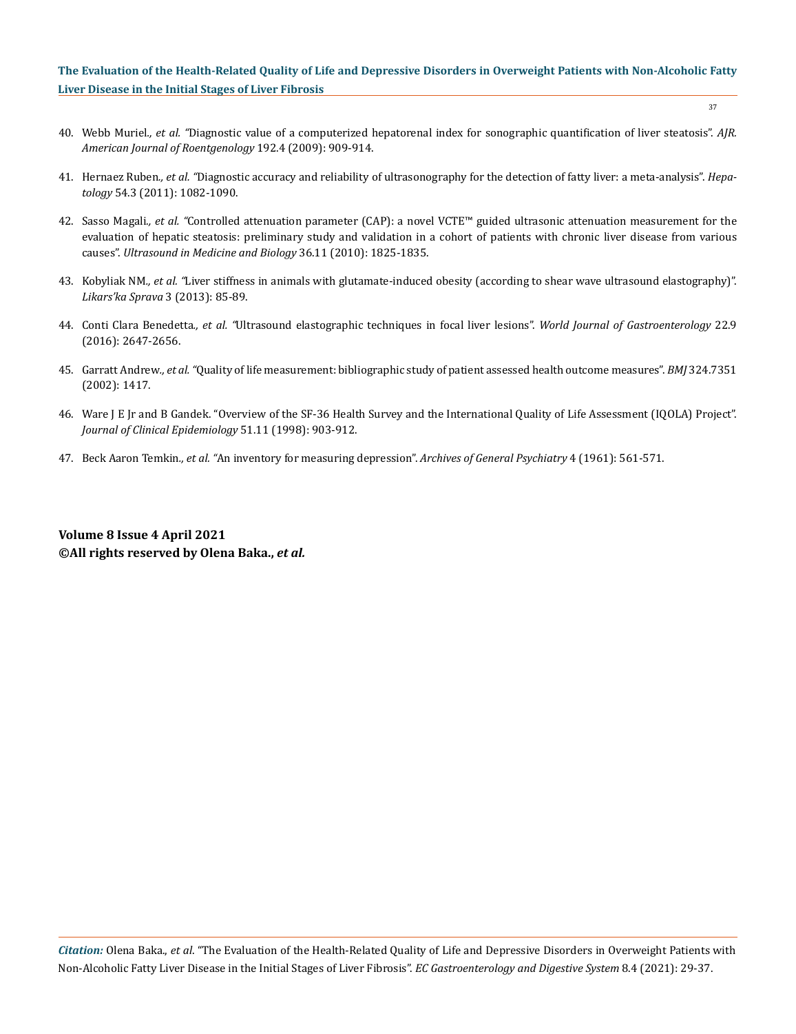40. Webb Muriel., *et al.* "Diagnostic value of a computerized hepatorenal index for sonographic quantification of liver steatosis". *AJR. American Journal of Roentgenology* 192.4 (2009): 909-914.

41. Hernaez Ruben., *et al.* "Diagnostic accuracy and reliability of ultrasonography for the detection of fatty liver: a meta-analysis". *Hepatology* 54.3 (2011): 1082-1090.

42. Sasso Magali., *et al.* "Controlled attenuation parameter (CAP): a novel VCTE™ guided ultrasonic attenuation measurement for the evaluation of hepatic steatosis: preliminary study and validation in a cohort of patients with chronic liver disease from various causes". *Ultrasound in Medicine and Biology* 36.11 (2010): 1825-1835.

43. Kobyliak NM., *et al.* "Liver stiffness in animals with glutamate-induced obesity (according to shear wave ultrasound elastography)". *Likars'ka Sprava* 3 (2013): 85-89.

44. Conti Clara Benedetta., *et al.* "Ultrasound elastographic techniques in focal liver lesions". *World Journal of Gastroenterology* 22.9 (2016): 2647-2656.

45. Garratt Andrew., *et al.* "Quality of life measurement: bibliographic study of patient assessed health outcome measures". *BMJ* 324.7351 (2002): 1417.

46. Ware J E Jr and B Gandek. "Overview of the SF-36 Health Survey and the International Quality of Life Assessment (IQOLA) Project". *Journal of Clinical Epidemiology* 51.11 (1998): 903-912.

47. Beck Aaron Temkin., *et al.* "An inventory for measuring depression". *Archives of General Psychiatry* 4 (1961): 561-571.

**Volume 8 Issue 4 April 2021**
**©All rights reserved by Olena Baka., *et al.***